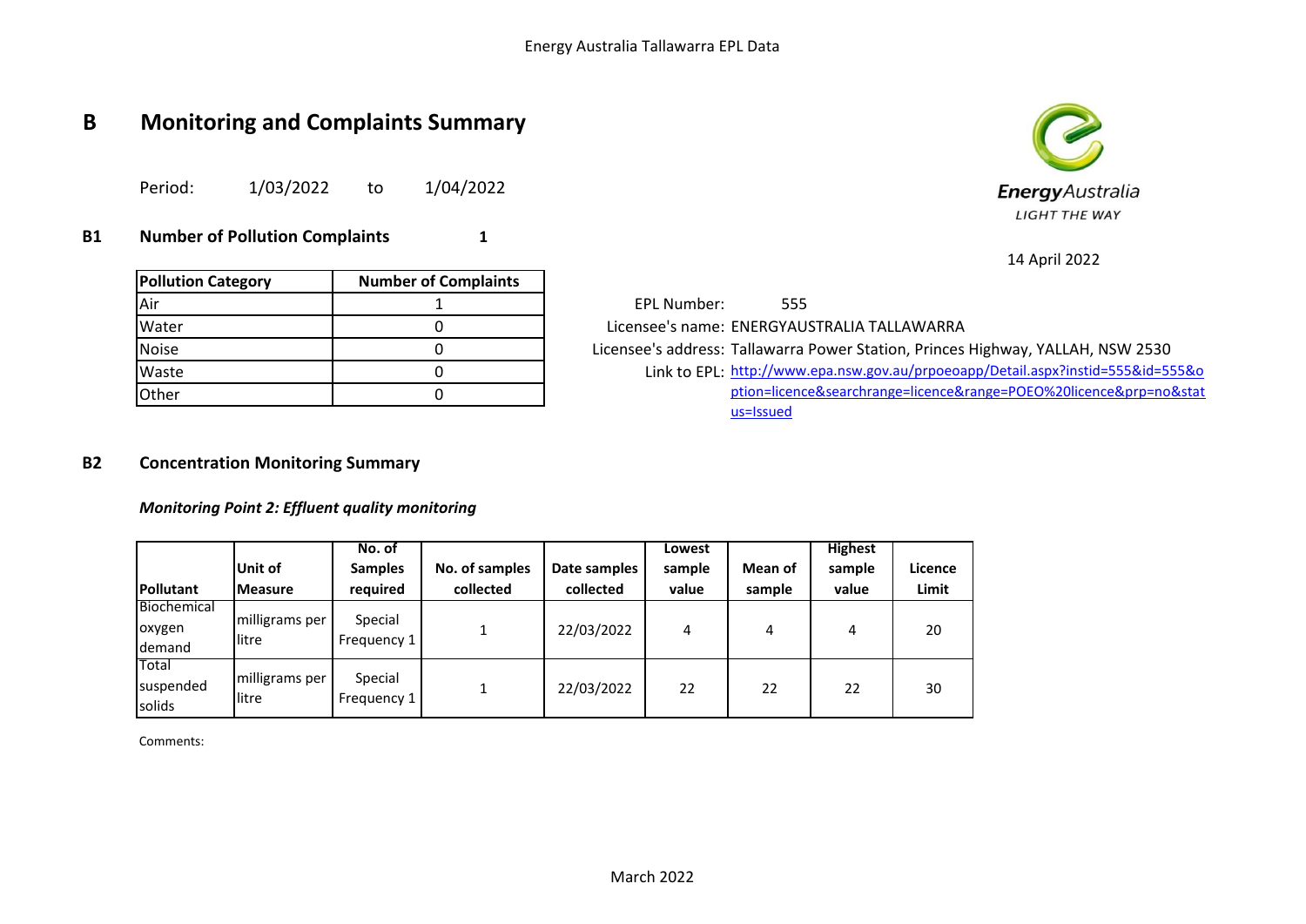# B Monitoring and Complaints Summary

Period: 1/03/2022 to 1/04/2022

14 April 2022

## B1 Number of Pollution Complaints 1

| Pollution Category | Number of Complaints |
|---|---|
| Air | 1 |
| Water | 0 |
| Noise | 0 |
| Waste | 0 |
| Other | 0 |

EPL Number: 555

Licensee's name: ENERGYAUSTRALIA TALLAWARRA

Licensee's address: Tallawarra Power Station, Princes Highway, YALLAH, NSW 2530

Link to EPL: http://www.epa.nsw.gov.au/prpoeoapp/Detail.aspx?instid=555&id=555&option=licence&searchrange=licence&range=POEO%20licence&prp=no&status=Issued

## B2 Concentration Monitoring Summary

### *Monitoring Point 2: Effluent quality monitoring*

| Pollutant | Unit of Measure | No. of Samples required | No. of samples collected | Date samples collected | Lowest sample value | Mean of sample | Highest sample value | Licence Limit |
|---|---|---|---|---|---|---|---|---|
| Biochemical oxygen demand | milligrams per litre | Special Frequency 1 | 1 | 22/03/2022 | 4 | 4 | 4 | 20 |
| Total suspended solids | milligrams per litre | Special Frequency 1 | 1 | 22/03/2022 | 22 | 22 | 22 | 30 |

Comments: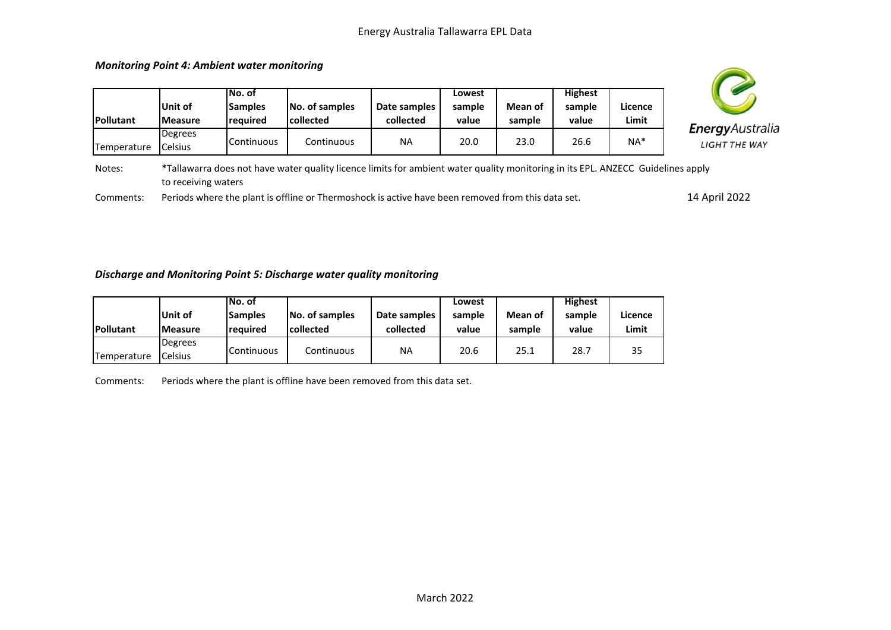Energy Australia Tallawarra EPL Data

### *Monitoring Point 4: Ambient water monitoring*

| Pollutant | Unit of Measure | No. of Samples required | No. of samples collected | Date samples collected | Lowest sample value | Mean of sample | Highest sample value | Licence Limit |
|---|---|---|---|---|---|---|---|---|
| Temperature | Degrees Celsius | Continuous | Continuous | NA | 20.0 | 23.0 | 26.6 | NA* |

Notes: *Tallawarra does not have water quality licence limits for ambient water quality monitoring in its EPL. ANZECC Guidelines apply to receiving waters

Comments: Periods where the plant is offline or Thermoshock is active have been removed from this data set.

14 April 2022

### *Discharge and Monitoring Point 5: Discharge water quality monitoring*

| Pollutant | Unit of Measure | No. of Samples required | No. of samples collected | Date samples collected | Lowest sample value | Mean of sample | Highest sample value | Licence Limit |
|---|---|---|---|---|---|---|---|---|
| Temperature | Degrees Celsius | Continuous | Continuous | NA | 20.6 | 25.1 | 28.7 | 35 |

Comments: Periods where the plant is offline have been removed from this data set.

March 2022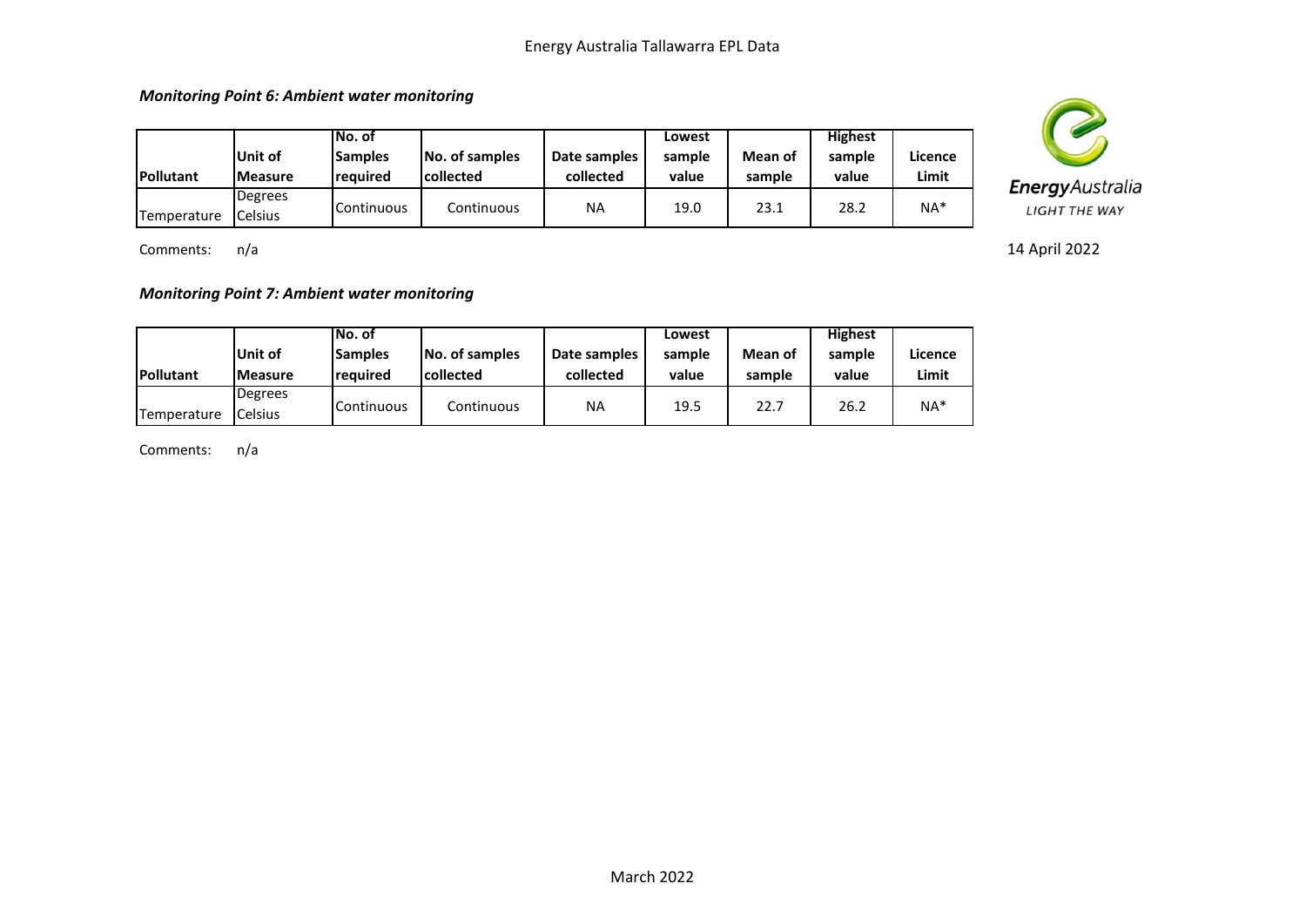*Monitoring Point 6: Ambient water monitoring*

| Pollutant | Unit of Measure | No. of Samples required | No. of samples collected | Date samples collected | Lowest sample value | Mean of sample | Highest sample value | Licence Limit |
|---|---|---|---|---|---|---|---|---|
| Temperature | Degrees Celsius | Continuous | Continuous | NA | 19.0 | 23.1 | 28.2 | NA* |

Comments: n/a

14 April 2022

*Monitoring Point 7: Ambient water monitoring*

| Pollutant | Unit of Measure | No. of Samples required | No. of samples collected | Date samples collected | Lowest sample value | Mean of sample | Highest sample value | Licence Limit |
|---|---|---|---|---|---|---|---|---|
| Temperature | Degrees Celsius | Continuous | Continuous | NA | 19.5 | 22.7 | 26.2 | NA* |

Comments: n/a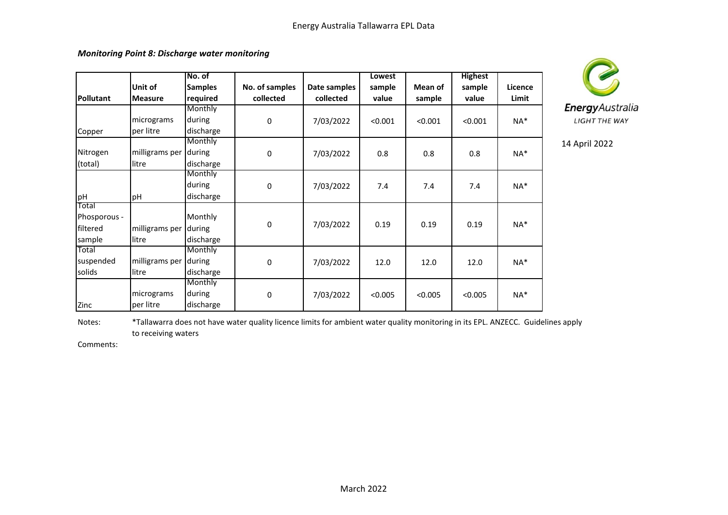### *Monitoring Point 8: Discharge water monitoring*

14 April 2022

| Pollutant | Unit of Measure | No. of Samples required | No. of samples collected | Date samples collected | Lowest sample value | Mean of sample | Highest sample value | Licence Limit |
|---|---|---|---|---|---|---|---|---|
| Copper | micrograms per litre | Monthly during discharge | 0 | 7/03/2022 | <0.001 | <0.001 | <0.001 | NA* |
| Nitrogen (total) | milligrams per litre | Monthly during discharge | 0 | 7/03/2022 | 0.8 | 0.8 | 0.8 | NA* |
| pH | pH | Monthly during discharge | 0 | 7/03/2022 | 7.4 | 7.4 | 7.4 | NA* |
| Total Phosporous - filtered sample | milligrams per litre | Monthly during discharge | 0 | 7/03/2022 | 0.19 | 0.19 | 0.19 | NA* |
| Total suspended solids | milligrams per litre | Monthly during discharge | 0 | 7/03/2022 | 12.0 | 12.0 | 12.0 | NA* |
| Zinc | micrograms per litre | Monthly during discharge | 0 | 7/03/2022 | <0.005 | <0.005 | <0.005 | NA* |

Notes: *Tallawarra does not have water quality licence limits for ambient water quality monitoring in its EPL. ANZECC. Guidelines apply to receiving waters

Comments:

March 2022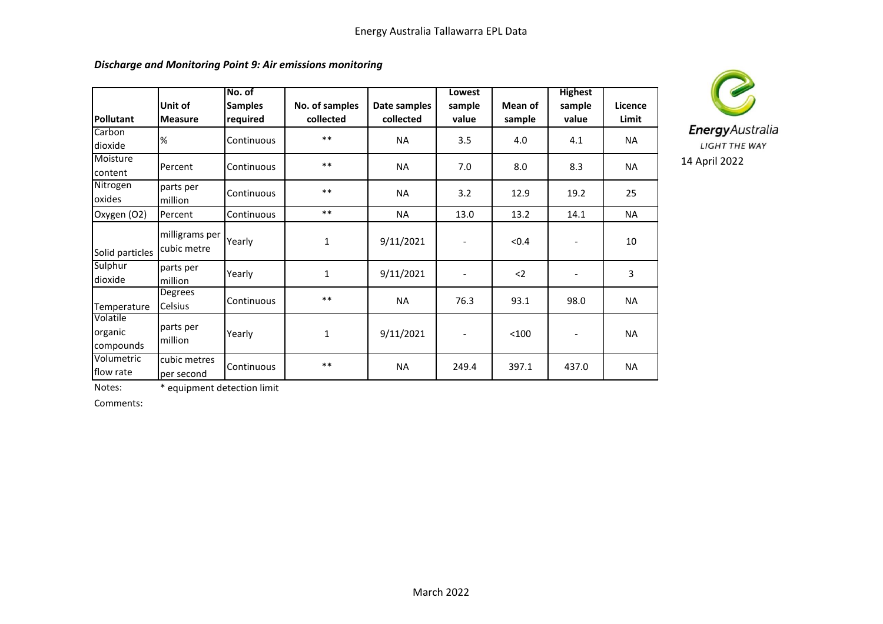Energy Australia Tallawarra EPL Data

***Discharge and Monitoring Point 9: Air emissions monitoring***

| Pollutant | Unit of Measure | No. of Samples required | No. of samples collected | Date samples collected | Lowest sample value | Mean of sample | Highest sample value | Licence Limit |
|---|---|---|---|---|---|---|---|---|
| Carbon dioxide | % | Continuous | ** | NA | 3.5 | 4.0 | 4.1 | NA |
| Moisture content | Percent | Continuous | ** | NA | 7.0 | 8.0 | 8.3 | NA |
| Nitrogen oxides | parts per million | Continuous | ** | NA | 3.2 | 12.9 | 19.2 | 25 |
| Oxygen (O2) | Percent | Continuous | ** | NA | 13.0 | 13.2 | 14.1 | NA |
| Solid particles | milligrams per cubic metre | Yearly | 1 | 9/11/2021 | - | <0.4 | - | 10 |
| Sulphur dioxide | parts per million | Yearly | 1 | 9/11/2021 | - | <2 | - | 3 |
| Temperature | Degrees Celsius | Continuous | ** | NA | 76.3 | 93.1 | 98.0 | NA |
| Volatile organic compounds | parts per million | Yearly | 1 | 9/11/2021 | - | <100 | - | NA |
| Volumetric flow rate | cubic metres per second | Continuous | ** | NA | 249.4 | 397.1 | 437.0 | NA |

Notes: * equipment detection limit

Comments:

**Energy**Australia
LIGHT THE WAY

14 April 2022

March 2022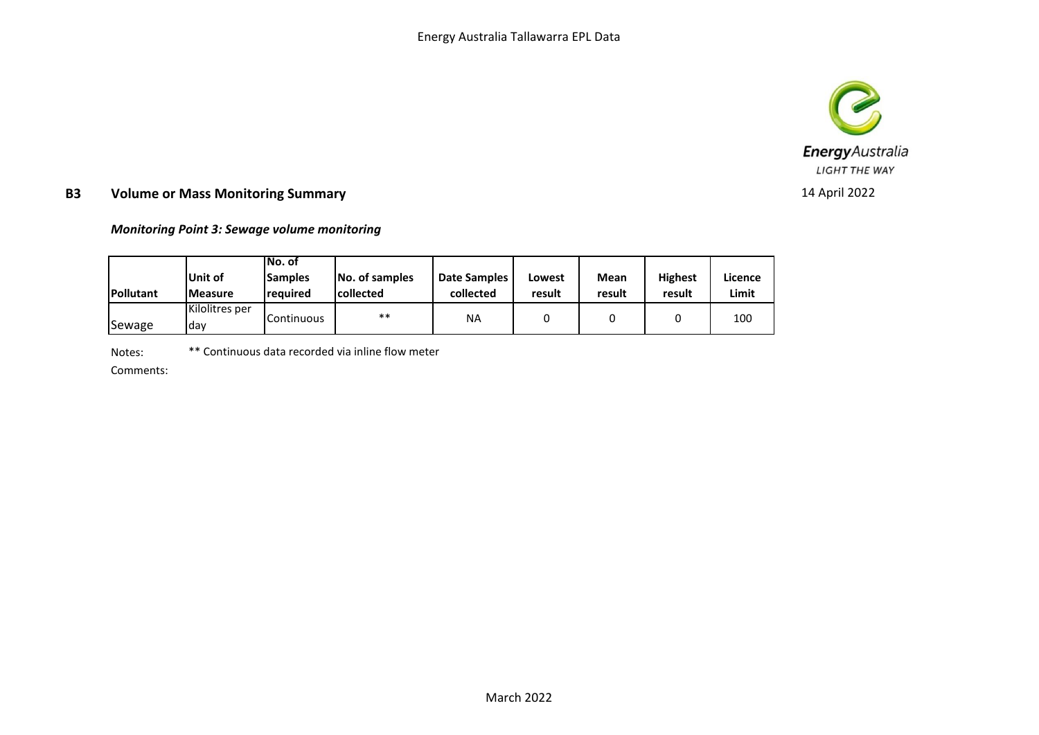14 April 2022

## B3 Volume or Mass Monitoring Summary

### *Monitoring Point 3: Sewage volume monitoring*

| Pollutant | Unit of Measure | No. of Samples required | No. of samples collected | Date Samples collected | Lowest result | Mean result | Highest result | Licence Limit |
|---|---|---|---|---|---|---|---|---|
| Sewage | Kilolitres per day | Continuous | ** | NA | 0 | 0 | 0 | 100 |

Notes: ** Continuous data recorded via inline flow meter

Comments: